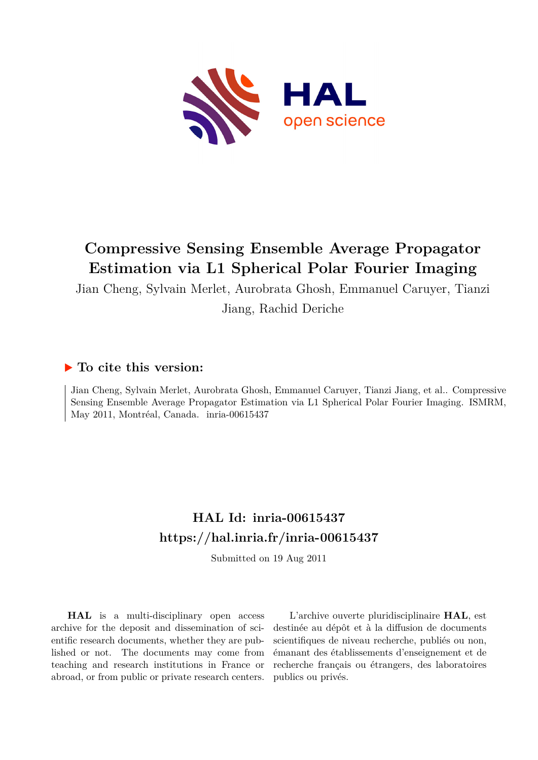# Compressive Sensing Ensemble Average Propagator Estimation via L1 Spherical Polar Fourier Imaging

Jian Cheng, Sylvain Merlet, Aurobrata Ghosh, Emmanuel Caruyer, Tianzi Jiang, Rachid Deriche

## ► To cite this version:

Jian Cheng, Sylvain Merlet, Aurobrata Ghosh, Emmanuel Caruyer, Tianzi Jiang, et al.. Compressive Sensing Ensemble Average Propagator Estimation via L1 Spherical Polar Fourier Imaging. ISMRM, May 2011, Montréal, Canada. inria-00615437

## HAL Id: inria-00615437
## https://hal.inria.fr/inria-00615437

Submitted on 19 Aug 2011

**HAL** is a multi-disciplinary open access archive for the deposit and dissemination of scientific research documents, whether they are published or not. The documents may come from teaching and research institutions in France or abroad, or from public or private research centers.

L'archive ouverte pluridisciplinaire **HAL**, est destinée au dépôt et à la diffusion de documents scientifiques de niveau recherche, publiés ou non, émanant des établissements d'enseignement et de recherche français ou étrangers, des laboratoires publics ou privés.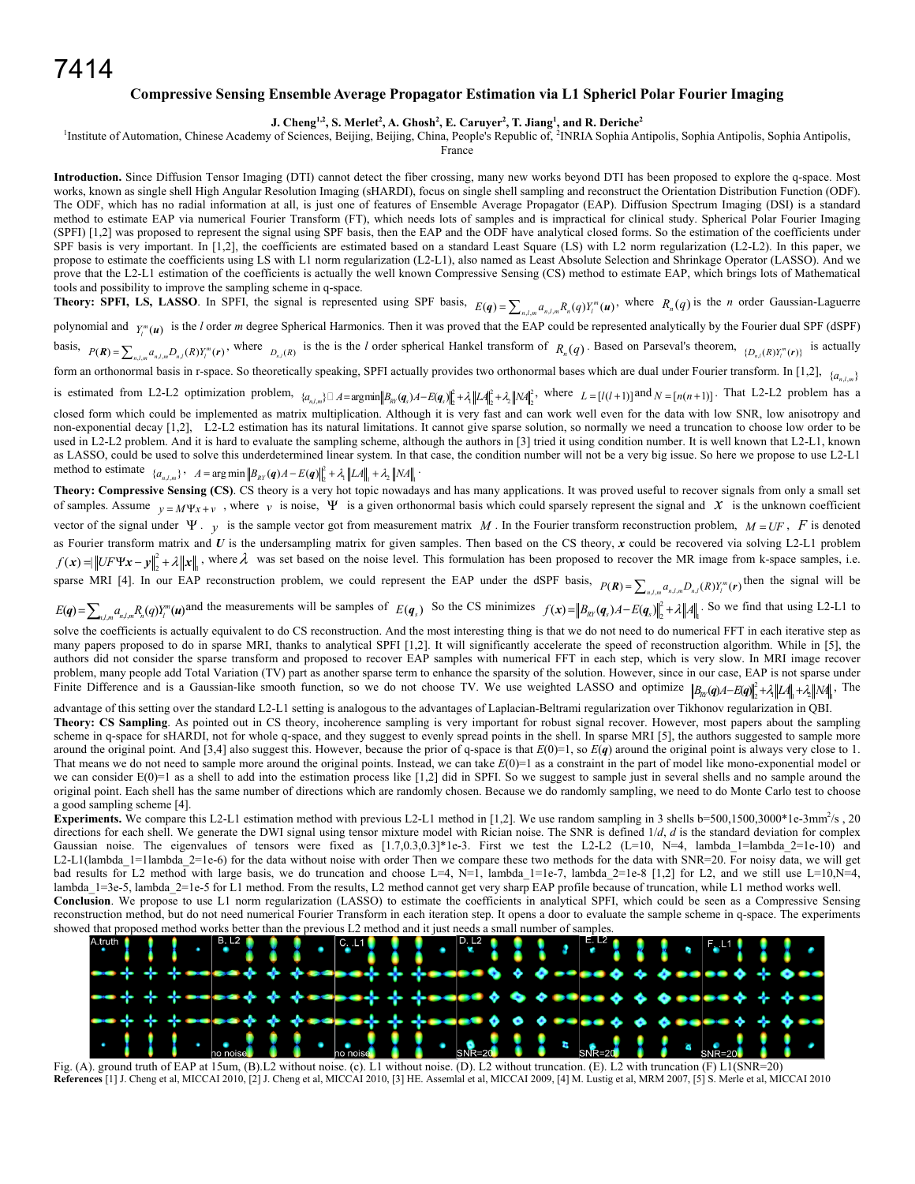7414

# Compressive Sensing Ensemble Average Propagator Estimation via L1 Sphericl Polar Fourier Imaging

**J. Cheng[1,2], S. Merlet[2], A. Ghosh[2], E. Caruyer[2], T. Jiang[1], and R. Deriche[2]**

[1]Institute of Automation, Chinese Academy of Sciences, Beijing, Beijing, China, People's Republic of, [2]INRIA Sophia Antipolis, Sophia Antipolis, Sophia Antipolis, France

**Introduction.** Since Diffusion Tensor Imaging (DTI) cannot detect the fiber crossing, many new works beyond DTI has been proposed to explore the q-space. Most works, known as single shell High Angular Resolution Imaging (sHARDI), focus on single shell sampling and reconstruct the Orientation Distribution Function (ODF). The ODF, which has no radial information at all, is just one of features of Ensemble Average Propagator (EAP). Diffusion Spectrum Imaging (DSI) is a standard method to estimate EAP via numerical Fourier Transform (FT), which needs lots of samples and is impractical for clinical study. Spherical Polar Fourier Imaging (SPFI) [1,2] was proposed to represent the signal using SPF basis, then the EAP and the ODF have analytical closed forms. So the estimation of the coefficients under SPF basis is very important. In [1,2], the coefficients are estimated based on a standard Least Square (LS) with L2 norm regularization (L2-L2). In this paper, we propose to estimate the coefficients using LS with L1 norm regularization (L2-L1), also named as Least Absolute Selection and Shrinkage Operator (LASSO). And we prove that the L2-L1 estimation of the coefficients is actually the well known Compressive Sensing (CS) method to estimate EAP, which brings lots of Mathematical tools and possibility to improve the sampling scheme in q-space.

**Theory: SPFI, LS, LASSO**. In SPFI, the signal is represented using SPF basis, $E(\mathbf{q})=\sum_{n,l,m} a_{n,l,m} R_n(q) Y_l^m(\mathbf{u})$, where $R_n(q)$ is the $n$ order Gaussian-Laguerre polynomial and $Y_l^m(\mathbf{u})$ is the $l$ order $m$ degree Spherical Harmonics. Then it was proved that the EAP could be represented analytically by the Fourier dual SPF (dSPF) basis, $P(\mathbf{R})=\sum_{n,l,m} a_{n,l,m} D_{n,l}(R) Y_l^m(\mathbf{r})$, where $D_{n,l}(R)$ is the is the $l$ order spherical Hankel transform of $R_n(q)$. Based on Parseval's theorem, $\{D_{n,l}(R)Y_l^m(\mathbf{r})\}$ is actually form an orthonormal basis in r-space. So theoretically speaking, SPFI actually provides two orthonormal bases which are dual under Fourier transform. In [1,2], $\{a_{n,l,m}\}$ is estimated from L2-L2 optimization problem, $\{a_{n,l,m}\} \square\ A=\arg\min\|B_{RY}(\mathbf{q}_s)A-E(\mathbf{q}_s)\|_2^2+\lambda_l\|LA\|_2^2+\lambda_n\|NA\|_2^2$, where $L=[l(l+1)]$ and $N=[n(n+1)]$. That L2-L2 problem has a closed form which could be implemented as matrix multiplication. Although it is very fast and can work well even for the data with low SNR, low anisotropy and non-exponential decay [1,2], L2-L2 estimation has its natural limitations. It cannot give sparse solution, so normally we need a truncation to choose low order to be used in L2-L2 problem. And it is hard to evaluate the sampling scheme, although the authors in [3] tried it using condition number. It is well known that L2-L1, known as LASSO, could be used to solve this underdetermined linear system. In that case, the condition number will not be a very big issue. So here we propose to use L2-L1 method to estimate $\{a_{n,l,m}\}$, $A=\arg\min\|B_{RY}(\mathbf{q})A-E(\mathbf{q})\|_2^2+\lambda_l\|LA\|_1+\lambda_2\|NA\|_1$.

**Theory: Compressive Sensing (CS)**. CS theory is a very hot topic nowadays and has many applications. It was proved useful to recover signals from only a small set of samples. Assume $y=M\Psi x+v$, where $v$ is noise, $\Psi$ is a given orthonormal basis which could sparsely represent the signal and $x$ is the unknown coefficient vector of the signal under $\Psi$. $y$ is the sample vector got from measurement matrix $M$. In the Fourier transform reconstruction problem, $M=UF$, $F$ is denoted as Fourier transform matrix and $U$ is the undersampling matrix for given samples. Then based on the CS theory, $\mathbf{x}$ could be recovered via solving L2-L1 problem $f(\mathbf{x})=\|UF\Psi\mathbf{x}-\mathbf{y}\|_2^2+\lambda\|\mathbf{x}\|_1$, where $\lambda$ was set based on the noise level. This formulation has been proposed to recover the MR image from k-space samples, i.e. sparse MRI [4]. In our EAP reconstruction problem, we could represent the EAP under the dSPF basis, $P(\mathbf{R})=\sum_{n,l,m} a_{n,l,m} D_{n,l}(R) Y_l^m(\mathbf{r})$ then the signal will be $E(\mathbf{q})=\sum_{n,l,m} a_{n,l,m} R_n(q) Y_l^m(\mathbf{u})$ and the measurements will be samples of $E(\mathbf{q}_s)$ So the CS minimizes $f(\mathbf{x})=\|B_{RY}(\mathbf{q}_s)A-E(\mathbf{q}_s)\|_2^2+\lambda\|A\|_1$. So we find that using L2-L1 to solve the coefficients is actually equivalent to do CS reconstruction. And the most interesting thing is that we do not need to do numerical FFT in each iterative step as many papers proposed to do in sparse MRI, thanks to analytical SPFI [1,2]. It will significantly accelerate the speed of reconstruction algorithm. While in [5], the authors did not consider the sparse transform and proposed to recover EAP samples with numerical FFT in each step, which is very slow. In MRI image recover problem, many people add Total Variation (TV) part as another sparse term to enhance the sparsity of the solution. However, since in our case, EAP is not sparser under Finite Difference and is a Gaussian-like smooth function, so we do not choose TV. We use weighted LASSO and optimize $\|B_{RY}(\mathbf{q})A-E(\mathbf{q})\|_2^2+\lambda_l\|LA\|_1+\lambda_n\|NA\|_1$. The advantage of this setting over the standard L2-L1 setting is analogous to the advantages of Laplacian-Beltrami regularization over Tikhonov regularization in QBI.

**Theory: CS Sampling**. As pointed out in CS theory, incoherence sampling is very important for robust signal recover. However, most papers about the sampling scheme in q-space for sHARDI, not for whole q-space, and they suggest to evenly spread points in the shell. In sparse MRI [5], the authors suggested to sample more around the original point. And [3,4] also suggest this. However, because the prior of q-space is that $E(0)=1$, so $E(\mathbf{q})$ around the original point is always very close to 1. That means we do not need to sample more around the original points. Instead, we can take $E(0)=1$ as a constraint in the part of model like mono-exponential model or we can consider E(0)=1 as a shell to add into the estimation process like [1,2] did in SPFI. So we suggest to sample just in several shells and no sample around the original point. Each shell has the same number of directions which are randomly chosen. Because we do randomly sampling, we need to do Monte Carlo test to choose a good sampling scheme [4].

**Experiments.** We compare this L2-L1 estimation method with previous L2-L1 method in [1,2]. We use random sampling in 3 shells b=500,1500,3000*1e-3mm$^2$/s , 20 directions for each shell. We generate the DWI signal using tensor mixture model with Rician noise. The SNR is defined 1/*d*, *d* is the standard deviation for complex Gaussian noise. The eigenvalues of tensors were fixed as [1.7,0.3,0.3]*1e-3. First we test the L2-L2 (L=10, N=4, lambda_1=lambda_2=1e-10) and L2-L1(lambda_1=1lambda_2=1e-6) for the data without noise with order Then we compare these two methods for the data with SNR=20. For noisy data, we will get bad results for L2 method with large basis, we do truncation and choose L=4, N=1, lambda_1=1e-7, lambda_2=1e-8 [1,2] for L2, and we still use L=10,N=4, lambda_1=3e-5, lambda_2=1e-5 for L1 method. From the results, L2 method cannot get very sharp EAP profile because of truncation, while L1 method works well.

**Conclusion**. We propose to use L1 norm regularization (LASSO) to estimate the coefficients in analytical SPFI, which could be seen as a Compressive Sensing reconstruction method, but do not need numerical Fourier Transform in each iteration step. It opens a door to evaluate the sample scheme in q-space. The experiments showed that proposed method works better than the previous L2 method and it just needs a small number of samples.

A.truth B. L2 no noise C. L1 no noise D. L2 SNR=20 E. L2 SNR=20 F. L1 SNR=20

Fig. (A). ground truth of EAP at 15um, (B).L2 without noise. (c). L1 without noise. (D). L2 without truncation. (E). L2 with truncation (F) L1(SNR=20)

**References** [1] J. Cheng et al, MICCAI 2010, [2] J. Cheng et al, MICCAI 2010, [3] HE. Assemlal et al, MICCAI 2009, [4] M. Lustig et al, MRM 2007, [5] S. Merle et al, MICCAI 2010